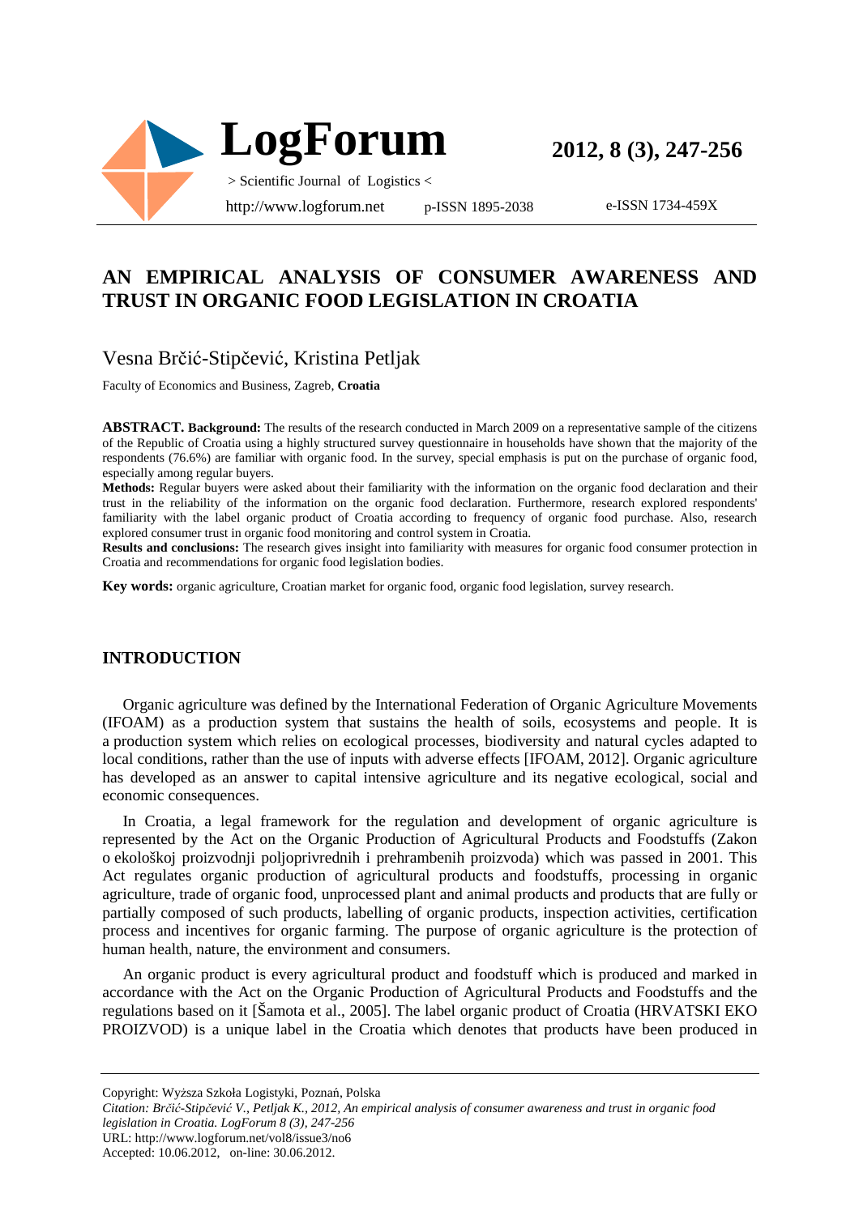# AN EMPIRICAL ANALYSIS OF CONSUMER AWARENESS AND TRUST IN ORGANIC FOOD LEGISLATION IN CROATIA

Vesna Brčić-Stipčević, Kristina Petljak

Faculty of Economics and Business, Zagreb, **Croatia**

**ABSTRACT. Background:** The results of the research conducted in March 2009 on a representative sample of the citizens of the Republic of Croatia using a highly structured survey questionnaire in households have shown that the majority of the respondents (76.6%) are familiar with organic food. In the survey, special emphasis is put on the purchase of organic food, especially among regular buyers.

**Methods:** Regular buyers were asked about their familiarity with the information on the organic food declaration and their trust in the reliability of the information on the organic food declaration. Furthermore, research explored respondents' familiarity with the label organic product of Croatia according to frequency of organic food purchase. Also, research explored consumer trust in organic food monitoring and control system in Croatia.

**Results and conclusions:** The research gives insight into familiarity with measures for organic food consumer protection in Croatia and recommendations for organic food legislation bodies.

**Key words:** organic agriculture, Croatian market for organic food, organic food legislation, survey research.

## INTRODUCTION

Organic agriculture was defined by the International Federation of Organic Agriculture Movements (IFOAM) as a production system that sustains the health of soils, ecosystems and people. It is a production system which relies on ecological processes, biodiversity and natural cycles adapted to local conditions, rather than the use of inputs with adverse effects [IFOAM, 2012]. Organic agriculture has developed as an answer to capital intensive agriculture and its negative ecological, social and economic consequences.

In Croatia, a legal framework for the regulation and development of organic agriculture is represented by the Act on the Organic Production of Agricultural Products and Foodstuffs (Zakon o ekološkoj proizvodnji poljoprivrednih i prehrambenih proizvoda) which was passed in 2001. This Act regulates organic production of agricultural products and foodstuffs, processing in organic agriculture, trade of organic food, unprocessed plant and animal products and products that are fully or partially composed of such products, labelling of organic products, inspection activities, certification process and incentives for organic farming. The purpose of organic agriculture is the protection of human health, nature, the environment and consumers.

An organic product is every agricultural product and foodstuff which is produced and marked in accordance with the Act on the Organic Production of Agricultural Products and Foodstuffs and the regulations based on it [Šamota et al., 2005]. The label organic product of Croatia (HRVATSKI EKO PROIZVOD) is a unique label in the Croatia which denotes that products have been produced in

---

Copyright: Wyższa Szkoła Logistyki, Poznań, Polska

*Citation: Brčić-Stipčević V., Petljak K., 2012, An empirical analysis of consumer awareness and trust in organic food legislation in Croatia. LogForum 8 (3), 247-256*

URL: http://www.logforum.net/vol8/issue3/no6

Accepted: 10.06.2012, on-line: 30.06.2012.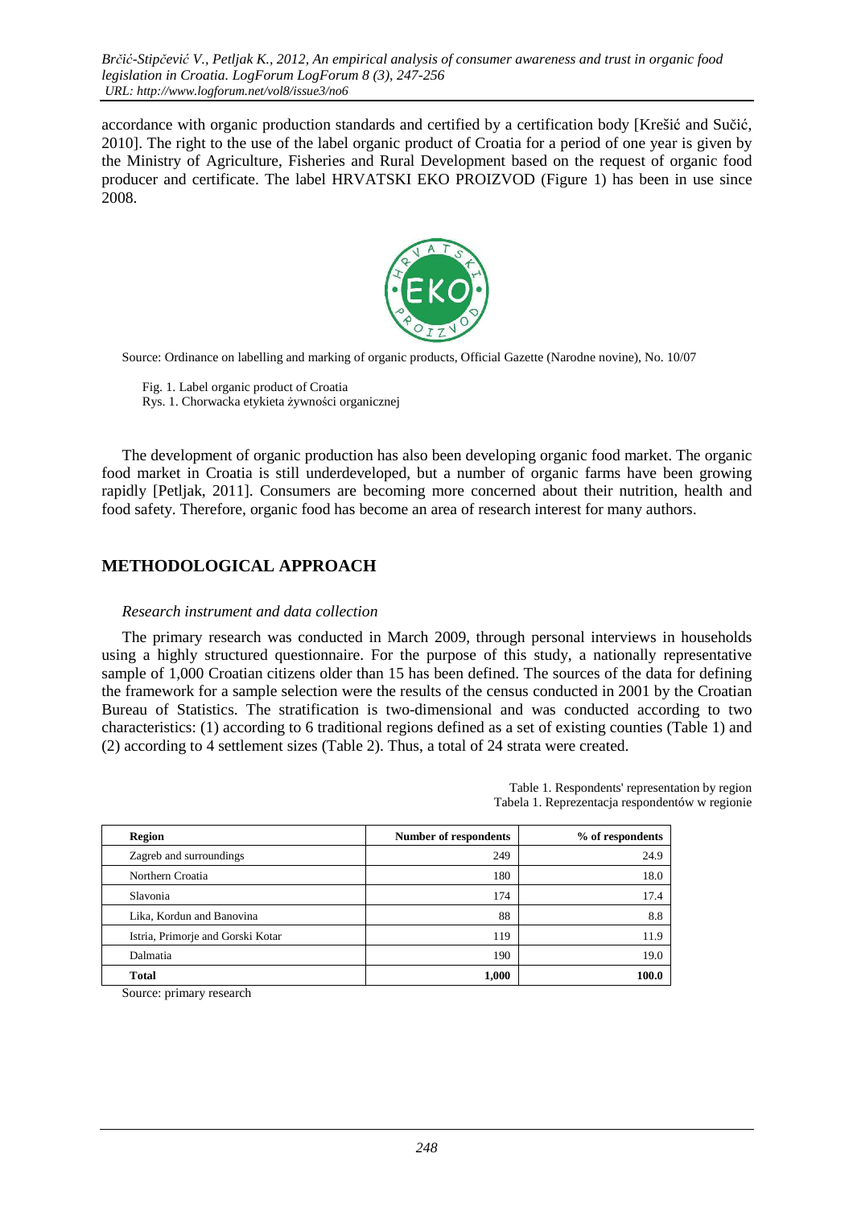accordance with organic production standards and certified by a certification body [Krešić and Sučić, 2010]. The right to the use of the label organic product of Croatia for a period of one year is given by the Ministry of Agriculture, Fisheries and Rural Development based on the request of organic food producer and certificate. The label HRVATSKI EKO PROIZVOD (Figure 1) has been in use since 2008.

Source: Ordinance on labelling and marking of organic products, Official Gazette (Narodne novine), No. 10/07

Fig. 1. Label organic product of Croatia
Rys. 1. Chorwacka etykieta żywności organicznej

The development of organic production has also been developing organic food market. The organic food market in Croatia is still underdeveloped, but a number of organic farms have been growing rapidly [Petljak, 2011]. Consumers are becoming more concerned about their nutrition, health and food safety. Therefore, organic food has become an area of research interest for many authors.

## METHODOLOGICAL APPROACH

### *Research instrument and data collection*

The primary research was conducted in March 2009, through personal interviews in households using a highly structured questionnaire. For the purpose of this study, a nationally representative sample of 1,000 Croatian citizens older than 15 has been defined. The sources of the data for defining the framework for a sample selection were the results of the census conducted in 2001 by the Croatian Bureau of Statistics. The stratification is two-dimensional and was conducted according to two characteristics: (1) according to 6 traditional regions defined as a set of existing counties (Table 1) and (2) according to 4 settlement sizes (Table 2). Thus, a total of 24 strata were created.

Table 1. Respondents' representation by region
Tabela 1. Reprezentacja respondentów w regionie

| Region | Number of respondents | % of respondents |
|---|---|---|
| Zagreb and surroundings | 249 | 24.9 |
| Northern Croatia | 180 | 18.0 |
| Slavonia | 174 | 17.4 |
| Lika, Kordun and Banovina | 88 | 8.8 |
| Istria, Primorje and Gorski Kotar | 119 | 11.9 |
| Dalmatia | 190 | 19.0 |
| **Total** | **1,000** | **100.0** |

Source: primary research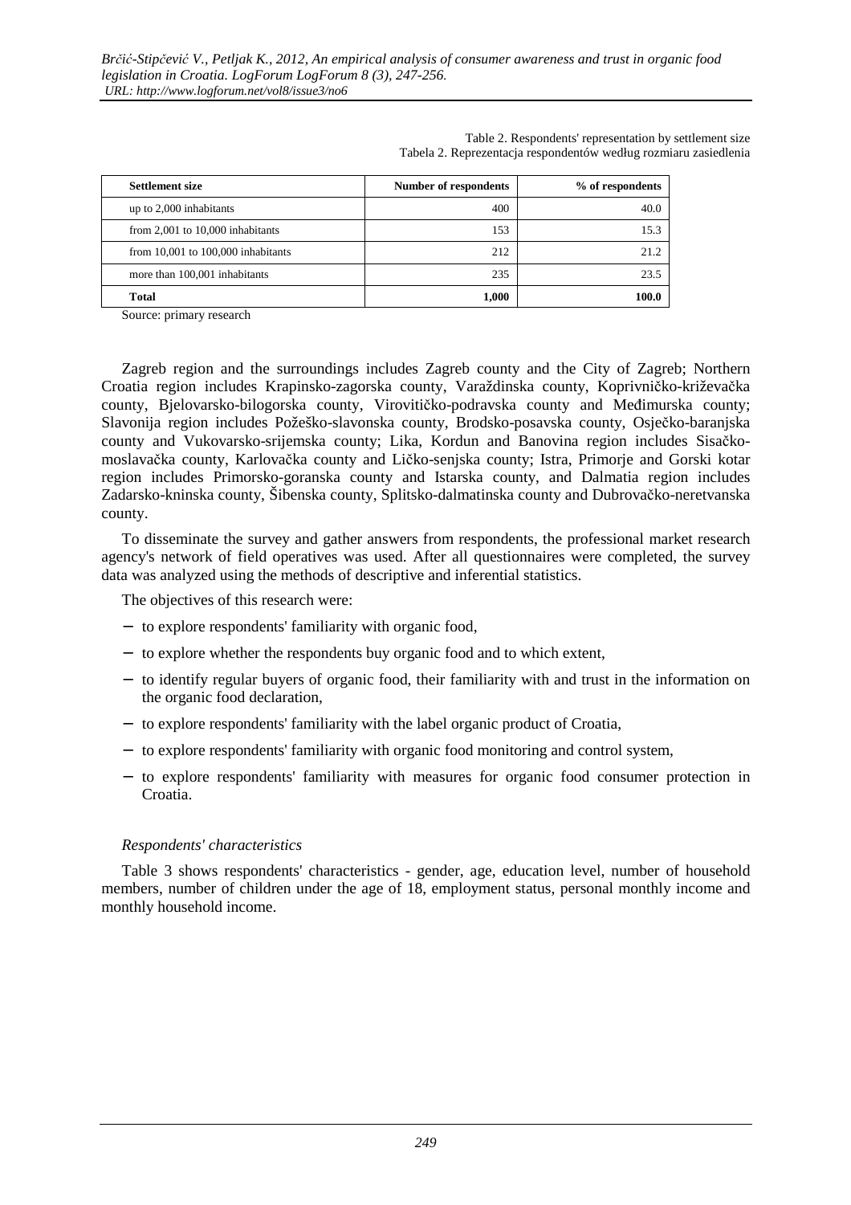Table 2. Respondents' representation by settlement size
Tabela 2. Reprezentacja respondentów według rozmiaru zasiedlenia

| Settlement size | Number of respondents | % of respondents |
|---|---|---|
| up to 2,000 inhabitants | 400 | 40.0 |
| from 2,001 to 10,000 inhabitants | 153 | 15.3 |
| from 10,001 to 100,000 inhabitants | 212 | 21.2 |
| more than 100,001 inhabitants | 235 | 23.5 |
| **Total** | **1,000** | **100.0** |

Source: primary research

Zagreb region and the surroundings includes Zagreb county and the City of Zagreb; Northern Croatia region includes Krapinsko-zagorska county, Varaždinska county, Koprivničko-križevačka county, Bjelovarsko-bilogorska county, Virovitičko-podravska county and Međimurska county; Slavonija region includes Požeško-slavonska county, Brodsko-posavska county, Osječko-baranjska county and Vukovarsko-srijemska county; Lika, Kordun and Banovina region includes Sisačko-moslavačka county, Karlovačka county and Ličko-senjska county; Istra, Primorje and Gorski kotar region includes Primorsko-goranska county and Istarska county, and Dalmatia region includes Zadarsko-kninska county, Šibenska county, Splitsko-dalmatinska county and Dubrovačko-neretvanska county.

To disseminate the survey and gather answers from respondents, the professional market research agency's network of field operatives was used. After all questionnaires were completed, the survey data was analyzed using the methods of descriptive and inferential statistics.

The objectives of this research were:

- to explore respondents' familiarity with organic food,
- to explore whether the respondents buy organic food and to which extent,
- to identify regular buyers of organic food, their familiarity with and trust in the information on the organic food declaration,
- to explore respondents' familiarity with the label organic product of Croatia,
- to explore respondents' familiarity with organic food monitoring and control system,
- to explore respondents' familiarity with measures for organic food consumer protection in Croatia.

*Respondents' characteristics*

Table 3 shows respondents' characteristics - gender, age, education level, number of household members, number of children under the age of 18, employment status, personal monthly income and monthly household income.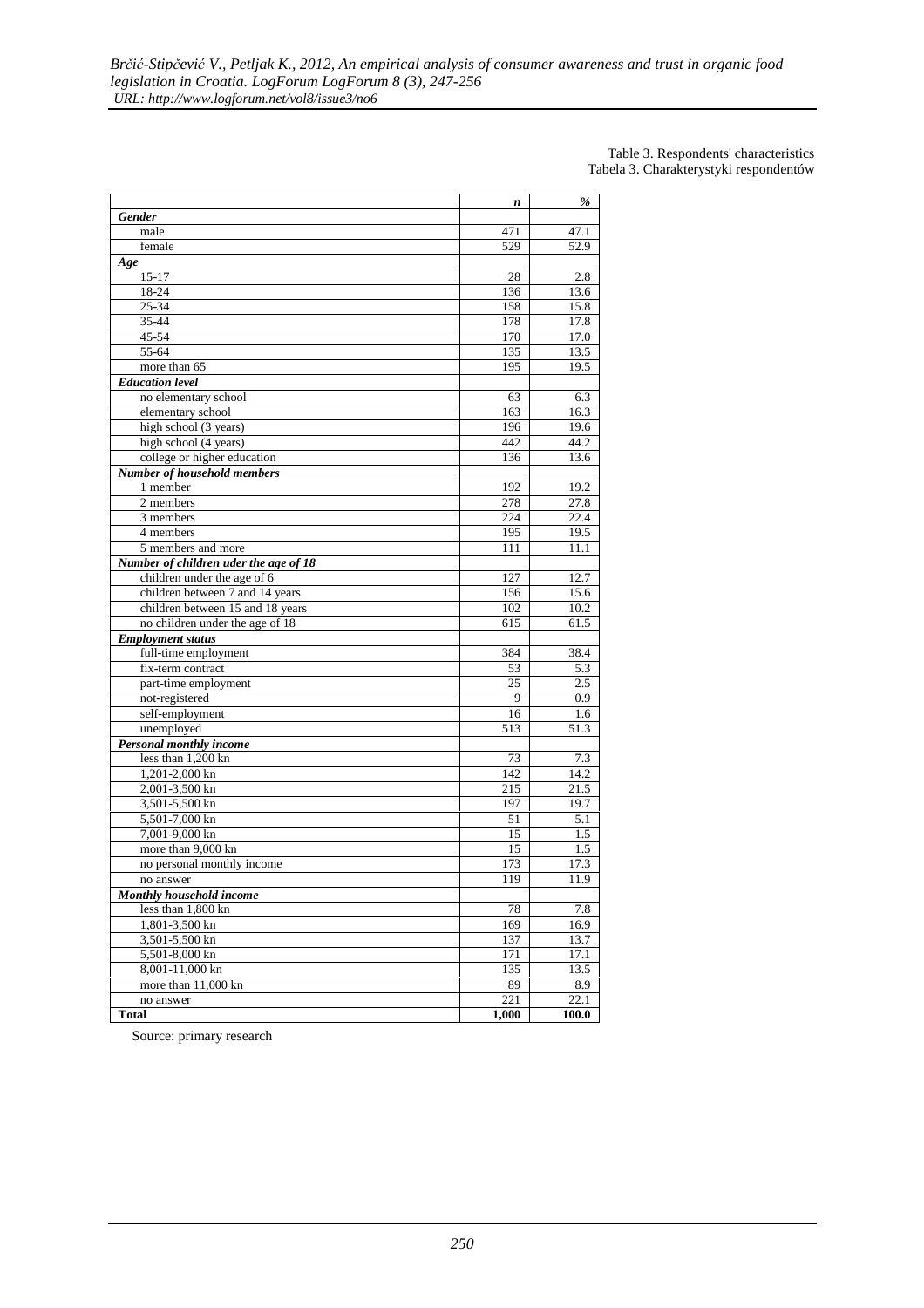Table 3. Respondents' characteristics
Tabela 3. Charakterystyki respondentów

| | *n* | *%* |
|---|---|---|
| ***Gender*** | | |
| male | 471 | 47.1 |
| female | 529 | 52.9 |
| ***Age*** | | |
| 15-17 | 28 | 2.8 |
| 18-24 | 136 | 13.6 |
| 25-34 | 158 | 15.8 |
| 35-44 | 178 | 17.8 |
| 45-54 | 170 | 17.0 |
| 55-64 | 135 | 13.5 |
| more than 65 | 195 | 19.5 |
| ***Education level*** | | |
| no elementary school | 63 | 6.3 |
| elementary school | 163 | 16.3 |
| high school (3 years) | 196 | 19.6 |
| high school (4 years) | 442 | 44.2 |
| college or higher education | 136 | 13.6 |
| ***Number of household members*** | | |
| 1 member | 192 | 19.2 |
| 2 members | 278 | 27.8 |
| 3 members | 224 | 22.4 |
| 4 members | 195 | 19.5 |
| 5 members and more | 111 | 11.1 |
| ***Number of children uder the age of 18*** | | |
| children under the age of 6 | 127 | 12.7 |
| children between 7 and 14 years | 156 | 15.6 |
| children between 15 and 18 years | 102 | 10.2 |
| no children under the age of 18 | 615 | 61.5 |
| ***Employment status*** | | |
| full-time employment | 384 | 38.4 |
| fix-term contract | 53 | 5.3 |
| part-time employment | 25 | 2.5 |
| not-registered | 9 | 0.9 |
| self-employment | 16 | 1.6 |
| unemployed | 513 | 51.3 |
| ***Personal monthly income*** | | |
| less than 1,200 kn | 73 | 7.3 |
| 1,201-2,000 kn | 142 | 14.2 |
| 2,001-3,500 kn | 215 | 21.5 |
| 3,501-5,500 kn | 197 | 19.7 |
| 5,501-7,000 kn | 51 | 5.1 |
| 7,001-9,000 kn | 15 | 1.5 |
| more than 9,000 kn | 15 | 1.5 |
| no personal monthly income | 173 | 17.3 |
| no answer | 119 | 11.9 |
| ***Monthly household income*** | | |
| less than 1,800 kn | 78 | 7.8 |
| 1,801-3,500 kn | 169 | 16.9 |
| 3,501-5,500 kn | 137 | 13.7 |
| 5,501-8,000 kn | 171 | 17.1 |
| 8,001-11,000 kn | 135 | 13.5 |
| more than 11,000 kn | 89 | 8.9 |
| no answer | 221 | 22.1 |
| **Total** | **1,000** | **100.0** |

Source: primary research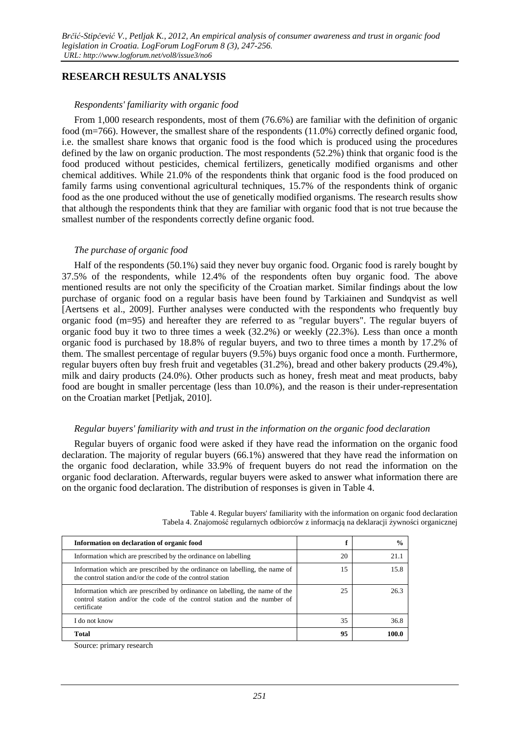## RESEARCH RESULTS ANALYSIS

*Respondents' familiarity with organic food*

From 1,000 research respondents, most of them (76.6%) are familiar with the definition of organic food (m=766). However, the smallest share of the respondents (11.0%) correctly defined organic food, i.e. the smallest share knows that organic food is the food which is produced using the procedures defined by the law on organic production. The most respondents (52.2%) think that organic food is the food produced without pesticides, chemical fertilizers, genetically modified organisms and other chemical additives. While 21.0% of the respondents think that organic food is the food produced on family farms using conventional agricultural techniques, 15.7% of the respondents think of organic food as the one produced without the use of genetically modified organisms. The research results show that although the respondents think that they are familiar with organic food that is not true because the smallest number of the respondents correctly define organic food.

*The purchase of organic food*

Half of the respondents (50.1%) said they never buy organic food. Organic food is rarely bought by 37.5% of the respondents, while 12.4% of the respondents often buy organic food. The above mentioned results are not only the specificity of the Croatian market. Similar findings about the low purchase of organic food on a regular basis have been found by Tarkiainen and Sundqvist as well [Aertsens et al., 2009]. Further analyses were conducted with the respondents who frequently buy organic food (m=95) and hereafter they are referred to as "regular buyers". The regular buyers of organic food buy it two to three times a week (32.2%) or weekly (22.3%). Less than once a month organic food is purchased by 18.8% of regular buyers, and two to three times a month by 17.2% of them. The smallest percentage of regular buyers (9.5%) buys organic food once a month. Furthermore, regular buyers often buy fresh fruit and vegetables (31.2%), bread and other bakery products (29.4%), milk and dairy products (24.0%). Other products such as honey, fresh meat and meat products, baby food are bought in smaller percentage (less than 10.0%), and the reason is their under-representation on the Croatian market [Petljak, 2010].

*Regular buyers' familiarity with and trust in the information on the organic food declaration*

Regular buyers of organic food were asked if they have read the information on the organic food declaration. The majority of regular buyers (66.1%) answered that they have read the information on the organic food declaration, while 33.9% of frequent buyers do not read the information on the organic food declaration. Afterwards, regular buyers were asked to answer what information there are on the organic food declaration. The distribution of responses is given in Table 4.

Table 4. Regular buyers' familiarity with the information on organic food declaration
Tabela 4. Znajomość regularnych odbiorców z informacją na deklaracji żywności organicznej

| Information on declaration of organic food | f | % |
|---|---|---|
| Information which are prescribed by the ordinance on labelling | 20 | 21.1 |
| Information which are prescribed by the ordinance on labelling, the name of the control station and/or the code of the control station | 15 | 15.8 |
| Information which are prescribed by ordinance on labelling, the name of the control station and/or the code of the control station and the number of certificate | 25 | 26.3 |
| I do not know | 35 | 36.8 |
| **Total** | **95** | **100.0** |

Source: primary research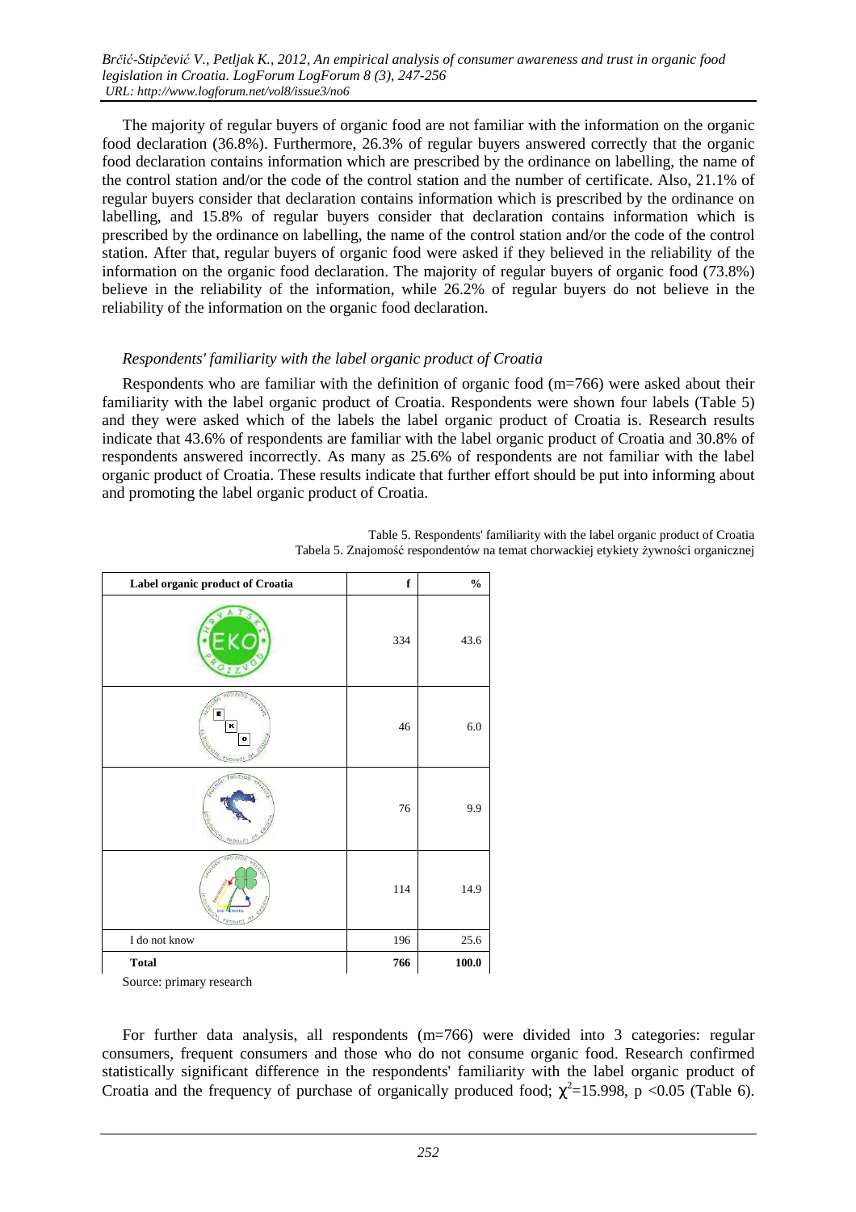The majority of regular buyers of organic food are not familiar with the information on the organic food declaration (36.8%). Furthermore, 26.3% of regular buyers answered correctly that the organic food declaration contains information which are prescribed by the ordinance on labelling, the name of the control station and/or the code of the control station and the number of certificate. Also, 21.1% of regular buyers consider that declaration contains information which is prescribed by the ordinance on labelling, and 15.8% of regular buyers consider that declaration contains information which is prescribed by the ordinance on labelling, the name of the control station and/or the code of the control station. After that, regular buyers of organic food were asked if they believed in the reliability of the information on the organic food declaration. The majority of regular buyers of organic food (73.8%) believe in the reliability of the information, while 26.2% of regular buyers do not believe in the reliability of the information on the organic food declaration.

### *Respondents' familiarity with the label organic product of Croatia*

Respondents who are familiar with the definition of organic food (m=766) were asked about their familiarity with the label organic product of Croatia. Respondents were shown four labels (Table 5) and they were asked which of the labels the label organic product of Croatia is. Research results indicate that 43.6% of respondents are familiar with the label organic product of Croatia and 30.8% of respondents answered incorrectly. As many as 25.6% of respondents are not familiar with the label organic product of Croatia. These results indicate that further effort should be put into informing about and promoting the label organic product of Croatia.

Table 5. Respondents' familiarity with the label organic product of Croatia
Tabela 5. Znajomość respondentów na temat chorwackiej etykiety żywności organicznej

| Label organic product of Croatia | f | % |
|---|---|---|
| HRVATSKI EKO PROIZVOD | 334 | 43.6 |
| E K O | 46 | 6.0 |
| | 76 | 9.9 |
| | 114 | 14.9 |
| I do not know | 196 | 25.6 |
| **Total** | **766** | **100.0** |

Source: primary research

For further data analysis, all respondents (m=766) were divided into 3 categories: regular consumers, frequent consumers and those who do not consume organic food. Research confirmed statistically significant difference in the respondents' familiarity with the label organic product of Croatia and the frequency of purchase of organically produced food; $\chi^2=15.998$, $p<0.05$ (Table 6).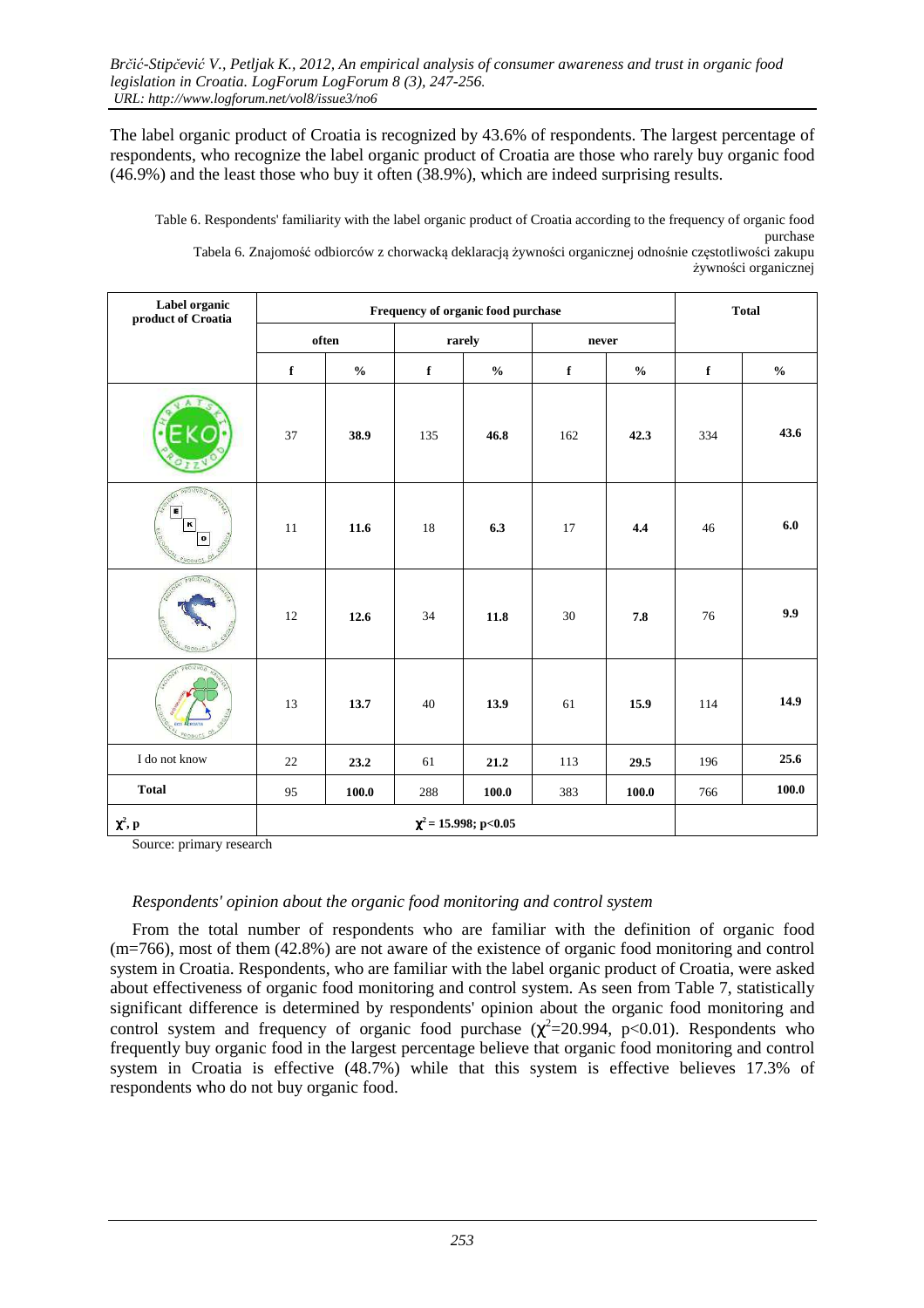The label organic product of Croatia is recognized by 43.6% of respondents. The largest percentage of respondents, who recognize the label organic product of Croatia are those who rarely buy organic food (46.9%) and the least those who buy it often (38.9%), which are indeed surprising results.

Table 6. Respondents' familiarity with the label organic product of Croatia according to the frequency of organic food purchase

Tabela 6. Znajomość odbiorców z chorwacką deklaracją żywności organicznej odnośnie częstotliwości zakupu żywności organicznej

| Label organic product of Croatia | Frequency of organic food purchase | | | | | | Total | |
|---|---|---|---|---|---|---|---|---|
| | often | | rarely | | never | | | |
| | f | % | f | % | f | % | f | % |
| HRVATSKI EKO PROIZVOD | 37 | **38.9** | 135 | **46.8** | 162 | **42.3** | 334 | **43.6** |
| E K O | 11 | **11.6** | 18 | **6.3** | 17 | **4.4** | 46 | **6.0** |
| | 12 | **12.6** | 34 | **11.8** | 30 | **7.8** | 76 | **9.9** |
| | 13 | **13.7** | 40 | **13.9** | 61 | **15.9** | 114 | **14.9** |
| I do not know | 22 | **23.2** | 61 | **21.2** | 113 | **29.5** | 196 | **25.6** |
| **Total** | 95 | **100.0** | 288 | **100.0** | 383 | **100.0** | 766 | **100.0** |
| $\chi^2$, p | $\chi^2$ = 15.998; p<0.05 | | | | | | | |

Source: primary research

*Respondents' opinion about the organic food monitoring and control system*

From the total number of respondents who are familiar with the definition of organic food (m=766), most of them (42.8%) are not aware of the existence of organic food monitoring and control system in Croatia. Respondents, who are familiar with the label organic product of Croatia, were asked about effectiveness of organic food monitoring and control system. As seen from Table 7, statistically significant difference is determined by respondents' opinion about the organic food monitoring and control system and frequency of organic food purchase ($\chi^2$=20.994, p<0.01). Respondents who frequently buy organic food in the largest percentage believe that organic food monitoring and control system in Croatia is effective (48.7%) while that this system is effective believes 17.3% of respondents who do not buy organic food.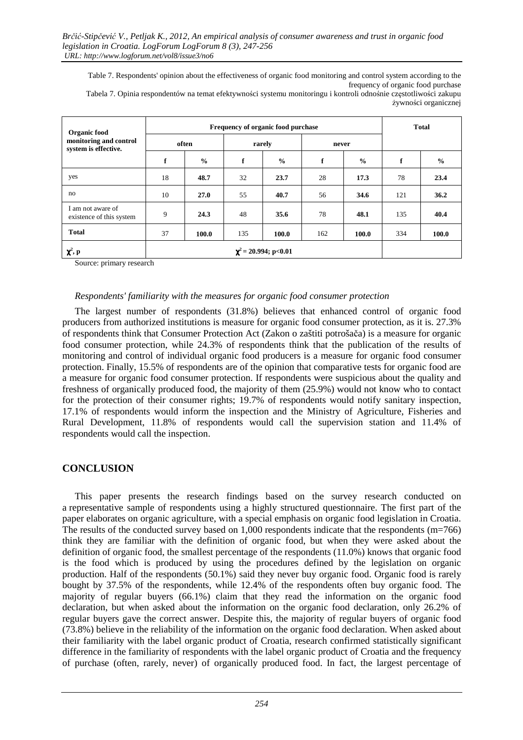Table 7. Respondents' opinion about the effectiveness of organic food monitoring and control system according to the frequency of organic food purchase

Tabela 7. Opinia respondentów na temat efektywności systemu monitoringu i kontroli odnośnie częstotliwości zakupu żywności organicznej

| Organic food monitoring and control system is effective. | Frequency of organic food purchase | | | | | | Total | |
|---|---|---|---|---|---|---|---|---|
| | often | | rarely | | never | | | |
| | f | % | f | % | f | % | f | % |
| yes | 18 | **48.7** | 32 | **23.7** | 28 | **17.3** | 78 | **23.4** |
| no | 10 | **27.0** | 55 | **40.7** | 56 | **34.6** | 121 | **36.2** |
| I am not aware of existence of this system | 9 | **24.3** | 48 | **35.6** | 78 | **48.1** | 135 | **40.4** |
| **Total** | 37 | **100.0** | 135 | **100.0** | 162 | **100.0** | 334 | **100.0** |
| $\chi^2$, p | $\chi^2 = 20.994; p<0.01$ | | | | | | | |

Source: primary research

*Respondents' familiarity with the measures for organic food consumer protection*

The largest number of respondents (31.8%) believes that enhanced control of organic food producers from authorized institutions is measure for organic food consumer protection, as it is. 27.3% of respondents think that Consumer Protection Act (Zakon o zaštiti potrošača) is a measure for organic food consumer protection, while 24.3% of respondents think that the publication of the results of monitoring and control of individual organic food producers is a measure for organic food consumer protection. Finally, 15.5% of respondents are of the opinion that comparative tests for organic food are a measure for organic food consumer protection. If respondents were suspicious about the quality and freshness of organically produced food, the majority of them (25.9%) would not know who to contact for the protection of their consumer rights; 19.7% of respondents would notify sanitary inspection, 17.1% of respondents would inform the inspection and the Ministry of Agriculture, Fisheries and Rural Development, 11.8% of respondents would call the supervision station and 11.4% of respondents would call the inspection.

## CONCLUSION

This paper presents the research findings based on the survey research conducted on a representative sample of respondents using a highly structured questionnaire. The first part of the paper elaborates on organic agriculture, with a special emphasis on organic food legislation in Croatia. The results of the conducted survey based on 1,000 respondents indicate that the respondents (m=766) think they are familiar with the definition of organic food, but when they were asked about the definition of organic food, the smallest percentage of the respondents (11.0%) knows that organic food is the food which is produced by using the procedures defined by the legislation on organic production. Half of the respondents (50.1%) said they never buy organic food. Organic food is rarely bought by 37.5% of the respondents, while 12.4% of the respondents often buy organic food. The majority of regular buyers (66.1%) claim that they read the information on the organic food declaration, but when asked about the information on the organic food declaration, only 26.2% of regular buyers gave the correct answer. Despite this, the majority of regular buyers of organic food (73.8%) believe in the reliability of the information on the organic food declaration. When asked about their familiarity with the label organic product of Croatia, research confirmed statistically significant difference in the familiarity of respondents with the label organic product of Croatia and the frequency of purchase (often, rarely, never) of organically produced food. In fact, the largest percentage of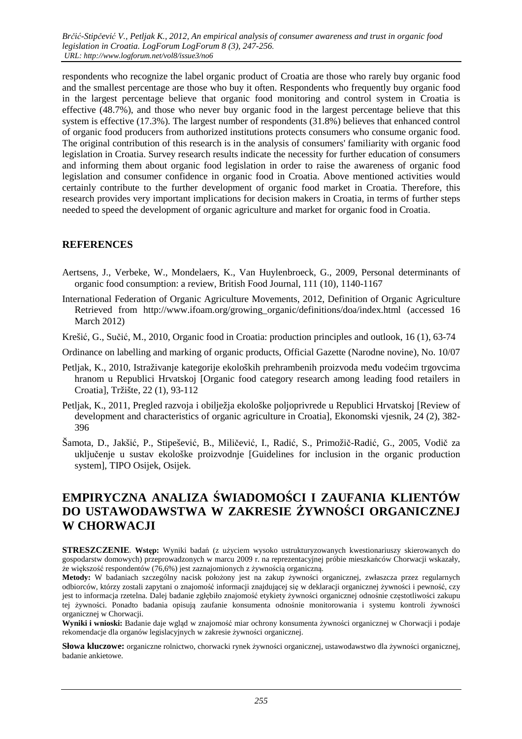respondents who recognize the label organic product of Croatia are those who rarely buy organic food and the smallest percentage are those who buy it often. Respondents who frequently buy organic food in the largest percentage believe that organic food monitoring and control system in Croatia is effective (48.7%), and those who never buy organic food in the largest percentage believe that this system is effective (17.3%). The largest number of respondents (31.8%) believes that enhanced control of organic food producers from authorized institutions protects consumers who consume organic food. The original contribution of this research is in the analysis of consumers' familiarity with organic food legislation in Croatia. Survey research results indicate the necessity for further education of consumers and informing them about organic food legislation in order to raise the awareness of organic food legislation and consumer confidence in organic food in Croatia. Above mentioned activities would certainly contribute to the further development of organic food market in Croatia. Therefore, this research provides very important implications for decision makers in Croatia, in terms of further steps needed to speed the development of organic agriculture and market for organic food in Croatia.

## REFERENCES

Aertsens, J., Verbeke, W., Mondelaers, K., Van Huylenbroeck, G., 2009, Personal determinants of organic food consumption: a review, British Food Journal, 111 (10), 1140-1167

International Federation of Organic Agriculture Movements, 2012, Definition of Organic Agriculture Retrieved from http://www.ifoam.org/growing_organic/definitions/doa/index.html (accessed 16 March 2012)

Krešić, G., Sučić, M., 2010, Organic food in Croatia: production principles and outlook, 16 (1), 63-74

Ordinance on labelling and marking of organic products, Official Gazette (Narodne novine), No. 10/07

Petljak, K., 2010, Istraživanje kategorije ekoloških prehrambenih proizvoda među vodećim trgovcima hranom u Republici Hrvatskoj [Organic food category research among leading food retailers in Croatia], Tržište, 22 (1), 93-112

Petljak, K., 2011, Pregled razvoja i obilježja ekološke poljoprivrede u Republici Hrvatskoj [Review of development and characteristics of organic agriculture in Croatia], Ekonomski vjesnik, 24 (2), 382-396

Šamota, D., Jakšić, P., Stipešević, B., Miličević, I., Radić, S., Primožič-Radić, G., 2005, Vodič za uključenje u sustav ekološke proizvodnje [Guidelines for inclusion in the organic production system], TIPO Osijek, Osijek.

# EMPIRYCZNA ANALIZA ŚWIADOMOŚCI I ZAUFANIA KLIENTÓW DO USTAWODAWSTWA W ZAKRESIE ŻYWNOŚCI ORGANICZNEJ W CHORWACJI

**STRESZCZENIE**. **Wstęp:** Wyniki badań (z użyciem wysoko ustrukturyzowanych kwestionariuszy skierowanych do gospodarstw domowych) przeprowadzonych w marcu 2009 r. na reprezentacyjnej próbie mieszkańców Chorwacji wskazały, że większość respondentów (76,6%) jest zaznajomionych z żywnością organiczną.

**Metody:** W badaniach szczególny nacisk położony jest na zakup żywności organicznej, zwłaszcza przez regularnych odbiorców, którzy zostali zapytani o znajomość informacji znajdującej się w deklaracji organicznej żywności i pewność, czy jest to informacja rzetelna. Dalej badanie zgłębiło znajomość etykiety żywności organicznej odnośnie częstotliwości zakupu tej żywności. Ponadto badania opisują zaufanie konsumenta odnośnie monitorowania i systemu kontroli żywności organicznej w Chorwacji.

**Wyniki i wnioski:** Badanie daje wgląd w znajomość miar ochrony konsumenta żywności organicznej w Chorwacji i podaje rekomendacje dla organów legislacyjnych w zakresie żywności organicznej.

**Słowa kluczowe:** organiczne rolnictwo, chorwacki rynek żywności organicznej, ustawodawstwo dla żywności organicznej, badanie ankietowe.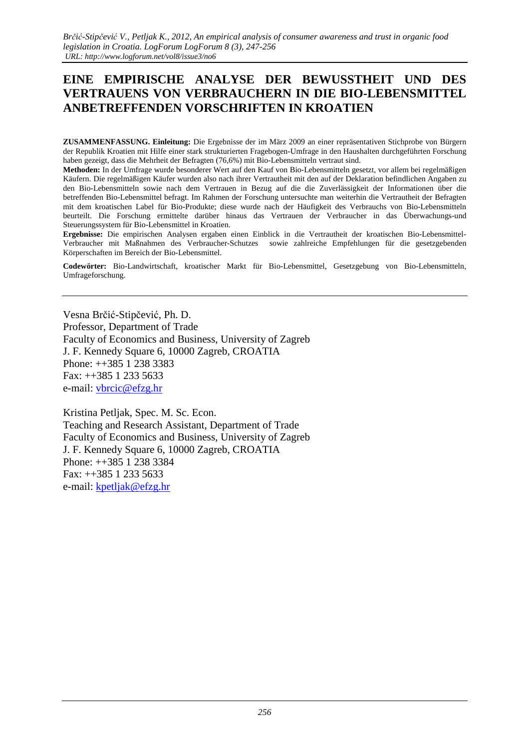# EINE EMPIRISCHE ANALYSE DER BEWUSSTHEIT UND DES VERTRAUENS VON VERBRAUCHERN IN DIE BIO-LEBENSMITTEL ANBETREFFENDEN VORSCHRIFTEN IN KROATIEN

**ZUSAMMENFASSUNG. Einleitung:** Die Ergebnisse der im März 2009 an einer repräsentativen Stichprobe von Bürgern der Republik Kroatien mit Hilfe einer stark strukturierten Fragebogen-Umfrage in den Haushalten durchgeführten Forschung haben gezeigt, dass die Mehrheit der Befragten (76,6%) mit Bio-Lebensmitteln vertraut sind.

**Methoden:** In der Umfrage wurde besonderer Wert auf den Kauf von Bio-Lebensmitteln gesetzt, vor allem bei regelmäßigen Käufern. Die regelmäßigen Käufer wurden also nach ihrer Vertrautheit mit den auf der Deklaration befindlichen Angaben zu den Bio-Lebensmitteln sowie nach dem Vertrauen in Bezug auf die die Zuverlässigkeit der Informationen über die betreffenden Bio-Lebensmittel befragt. Im Rahmen der Forschung untersuchte man weiterhin die Vertrautheit der Befragten mit dem kroatischen Label für Bio-Produkte; diese wurde nach der Häufigkeit des Verbrauchs von Bio-Lebensmitteln beurteilt. Die Forschung ermittelte darüber hinaus das Vertrauen der Verbraucher in das Überwachungs-und Steuerungssystem für Bio-Lebensmittel in Kroatien.

**Ergebnisse:** Die empirischen Analysen ergaben einen Einblick in die Vertrautheit der kroatischen Bio-Lebensmittel-Verbraucher mit Maßnahmen des Verbraucher-Schutzes sowie zahlreiche Empfehlungen für die gesetzgebenden Körperschaften im Bereich der Bio-Lebensmittel.

**Codewörter:** Bio-Landwirtschaft, kroatischer Markt für Bio-Lebensmittel, Gesetzgebung von Bio-Lebensmitteln, Umfrageforschung.

---

Vesna Brčić-Stipčević, Ph. D.  
Professor, Department of Trade  
Faculty of Economics and Business, University of Zagreb  
J. F. Kennedy Square 6, 10000 Zagreb, CROATIA  
Phone: ++385 1 238 3383  
Fax: ++385 1 233 5633  
e-mail: vbrcic@efzg.hr

Kristina Petljak, Spec. M. Sc. Econ.  
Teaching and Research Assistant, Department of Trade  
Faculty of Economics and Business, University of Zagreb  
J. F. Kennedy Square 6, 10000 Zagreb, CROATIA  
Phone: ++385 1 238 3384  
Fax: ++385 1 233 5633  
e-mail: kpetljak@efzg.hr